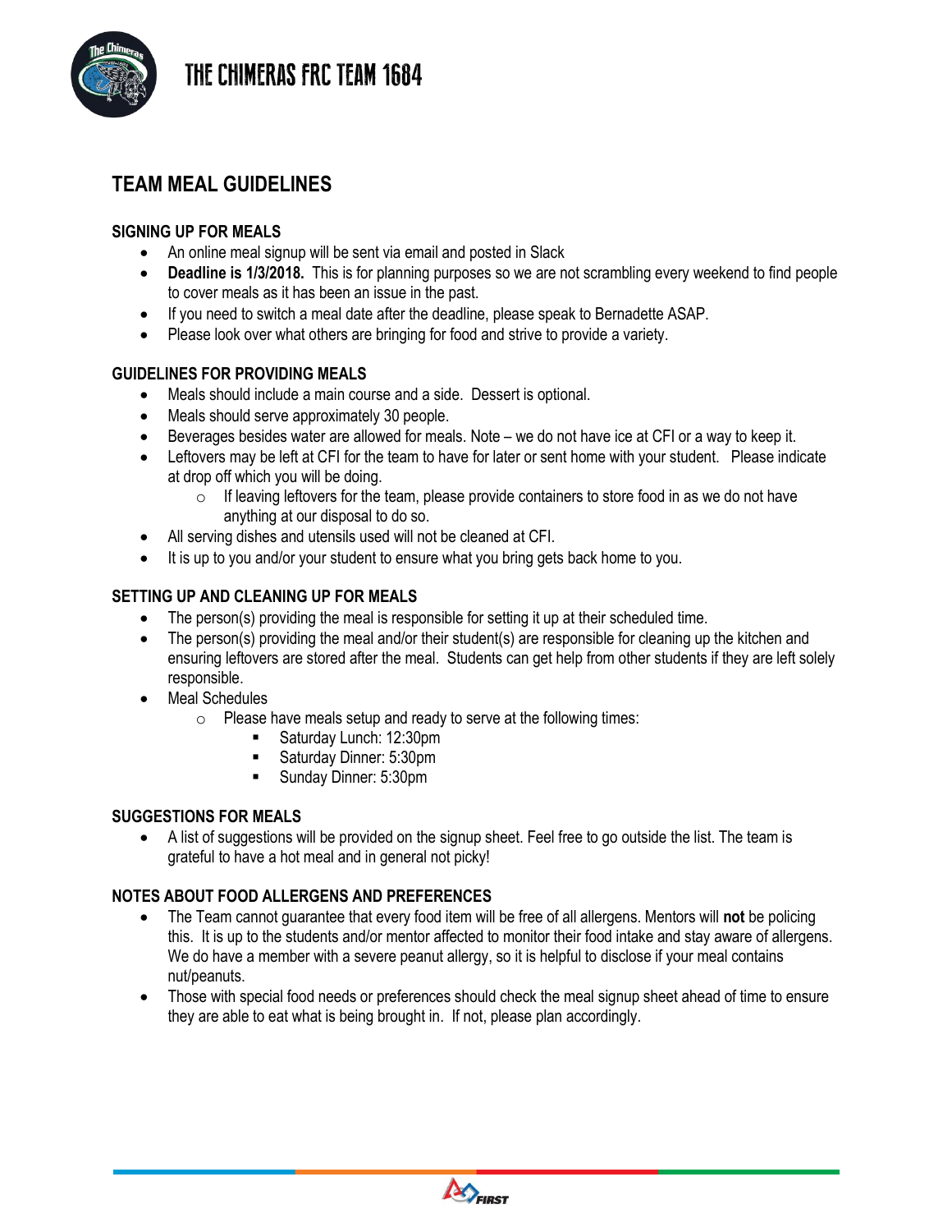# THE CHIMERAS FRC TEAM 1684

## TEAM MEAL GUIDELINES

### SIGNING UP FOR MEALS

- An online meal signup will be sent via email and posted in Slack
- **Deadline is 1/3/2018.** This is for planning purposes so we are not scrambling every weekend to find people to cover meals as it has been an issue in the past.
- If you need to switch a meal date after the deadline, please speak to Bernadette ASAP.
- Please look over what others are bringing for food and strive to provide a variety.

### GUIDELINES FOR PROVIDING MEALS

- Meals should include a main course and a side. Dessert is optional.
- Meals should serve approximately 30 people.
- Beverages besides water are allowed for meals. Note – we do not have ice at CFI or a way to keep it.
- Leftovers may be left at CFI for the team to have for later or sent home with your student. Please indicate at drop off which you will be doing.
  - If leaving leftovers for the team, please provide containers to store food in as we do not have anything at our disposal to do so.
- All serving dishes and utensils used will not be cleaned at CFI.
- It is up to you and/or your student to ensure what you bring gets back home to you.

### SETTING UP AND CLEANING UP FOR MEALS

- The person(s) providing the meal is responsible for setting it up at their scheduled time.
- The person(s) providing the meal and/or their student(s) are responsible for cleaning up the kitchen and ensuring leftovers are stored after the meal. Students can get help from other students if they are left solely responsible.
- Meal Schedules
  - Please have meals setup and ready to serve at the following times:
    - Saturday Lunch: 12:30pm
    - Saturday Dinner: 5:30pm
    - Sunday Dinner: 5:30pm

### SUGGESTIONS FOR MEALS

- A list of suggestions will be provided on the signup sheet. Feel free to go outside the list. The team is grateful to have a hot meal and in general not picky!

### NOTES ABOUT FOOD ALLERGENS AND PREFERENCES

- The Team cannot guarantee that every food item will be free of all allergens. Mentors will **not** be policing this. It is up to the students and/or mentor affected to monitor their food intake and stay aware of allergens. We do have a member with a severe peanut allergy, so it is helpful to disclose if your meal contains nut/peanuts.
- Those with special food needs or preferences should check the meal signup sheet ahead of time to ensure they are able to eat what is being brought in. If not, please plan accordingly.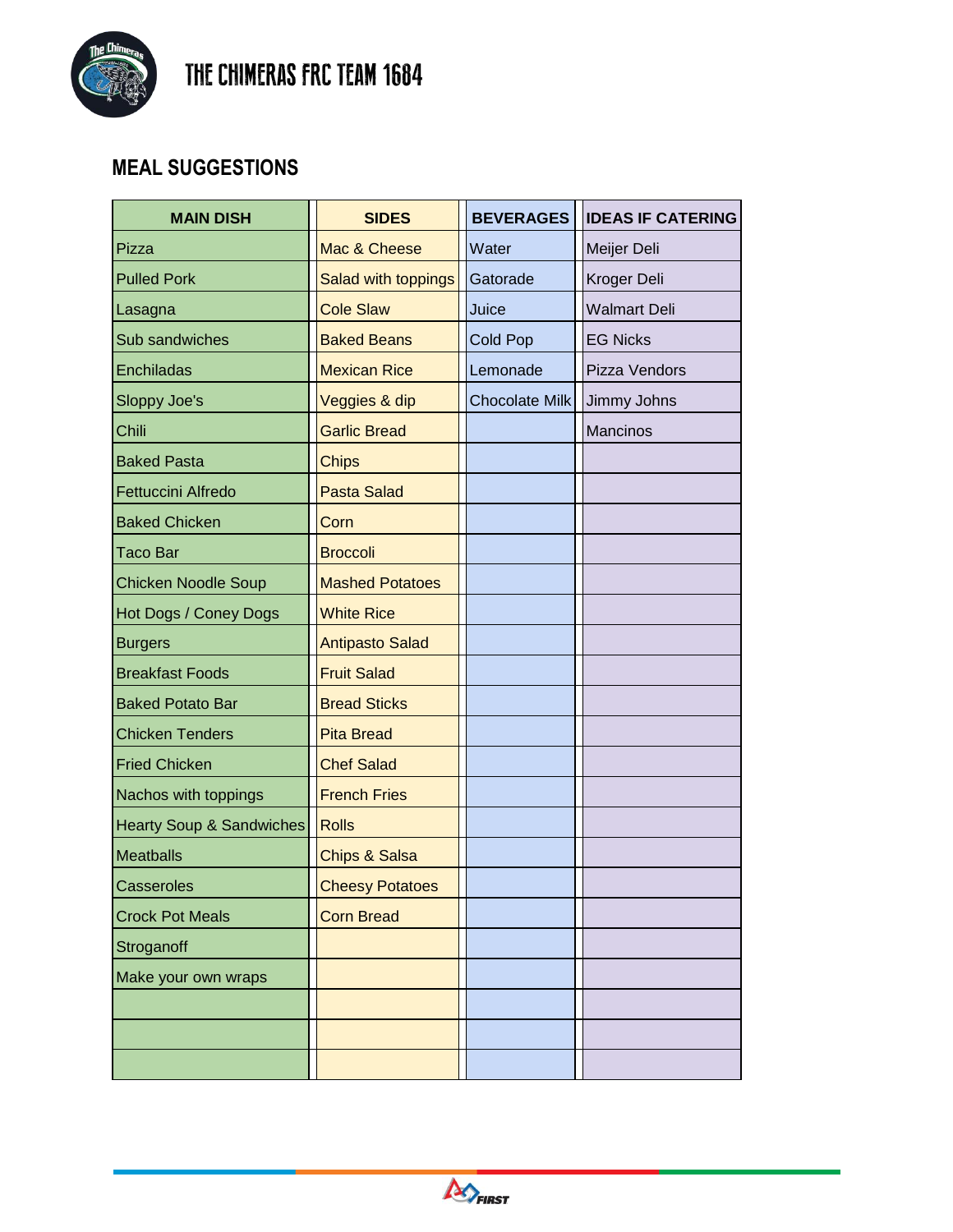# THE CHIMERAS FRC TEAM 1684

## MEAL SUGGESTIONS

| MAIN DISH | SIDES | BEVERAGES | IDEAS IF CATERING |
|---|---|---|---|
| Pizza | Mac & Cheese | Water | Meijer Deli |
| Pulled Pork | Salad with toppings | Gatorade | Kroger Deli |
| Lasagna | Cole Slaw | Juice | Walmart Deli |
| Sub sandwiches | Baked Beans | Cold Pop | EG Nicks |
| Enchiladas | Mexican Rice | Lemonade | Pizza Vendors |
| Sloppy Joe's | Veggies & dip | Chocolate Milk | Jimmy Johns |
| Chili | Garlic Bread | | Mancinos |
| Baked Pasta | Chips | | |
| Fettuccini Alfredo | Pasta Salad | | |
| Baked Chicken | Corn | | |
| Taco Bar | Broccoli | | |
| Chicken Noodle Soup | Mashed Potatoes | | |
| Hot Dogs / Coney Dogs | White Rice | | |
| Burgers | Antipasto Salad | | |
| Breakfast Foods | Fruit Salad | | |
| Baked Potato Bar | Bread Sticks | | |
| Chicken Tenders | Pita Bread | | |
| Fried Chicken | Chef Salad | | |
| Nachos with toppings | French Fries | | |
| Hearty Soup & Sandwiches | Rolls | | |
| Meatballs | Chips & Salsa | | |
| Casseroles | Cheesy Potatoes | | |
| Crock Pot Meals | Corn Bread | | |
| Stroganoff | | | |
| Make your own wraps | | | |
| | | | |
| | | | |
| | | | |